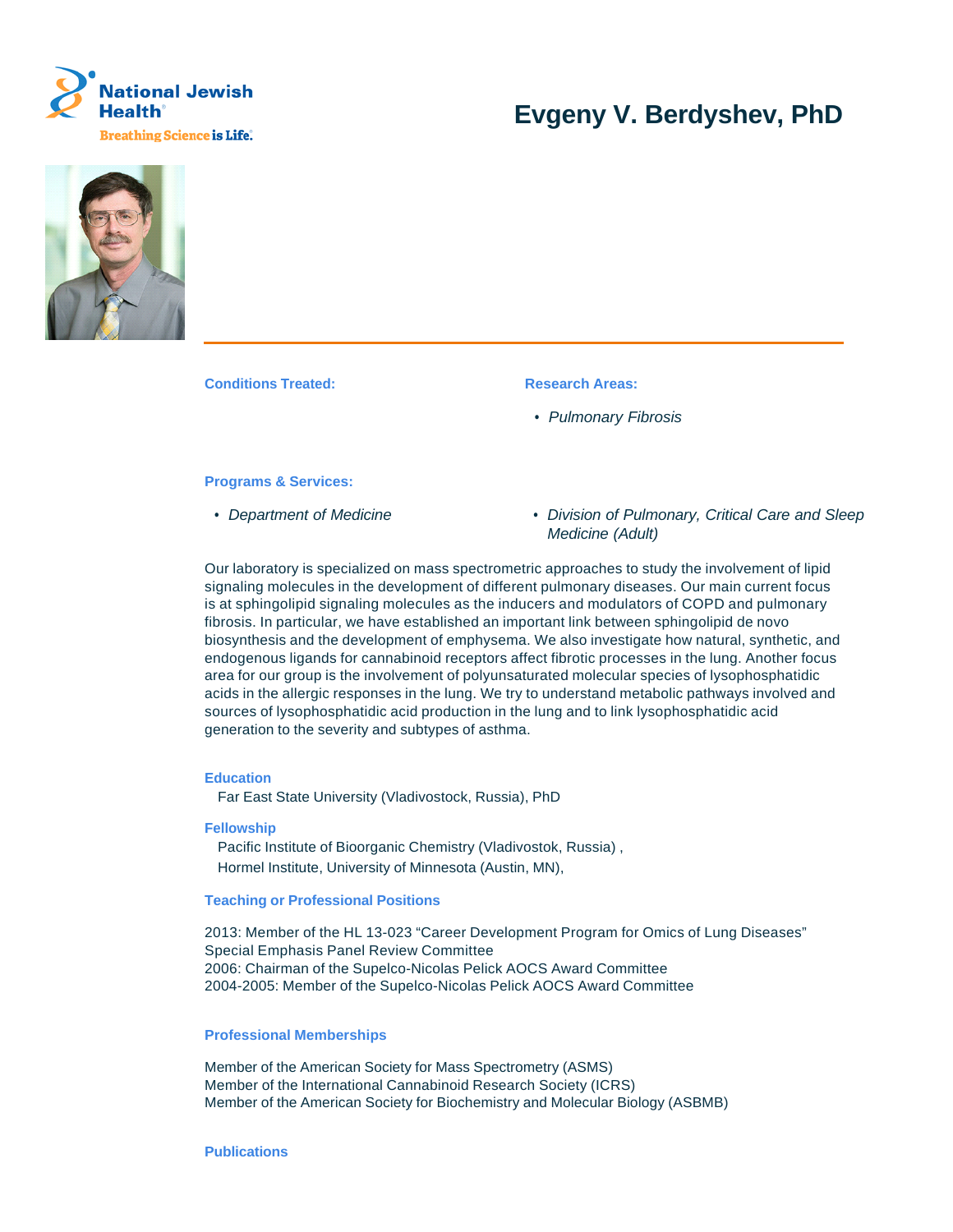# Evgeny V. Berdyshev, PhD

**Conditions Treated:**

**Research Areas:**

- *Pulmonary Fibrosis*

**Programs & Services:**

- *Department of Medicine*
- *Division of Pulmonary, Critical Care and Sleep Medicine (Adult)*

Our laboratory is specialized on mass spectrometric approaches to study the involvement of lipid signaling molecules in the development of different pulmonary diseases. Our main current focus is at sphingolipid signaling molecules as the inducers and modulators of COPD and pulmonary fibrosis. In particular, we have established an important link between sphingolipid de novo biosynthesis and the development of emphysema. We also investigate how natural, synthetic, and endogenous ligands for cannabinoid receptors affect fibrotic processes in the lung. Another focus area for our group is the involvement of polyunsaturated molecular species of lysophosphatidic acids in the allergic responses in the lung. We try to understand metabolic pathways involved and sources of lysophosphatidic acid production in the lung and to link lysophosphatidic acid generation to the severity and subtypes of asthma.

### Education

Far East State University (Vladivostock, Russia), PhD

### Fellowship

Pacific Institute of Bioorganic Chemistry (Vladivostok, Russia) ,
Hormel Institute, University of Minnesota (Austin, MN),

### Teaching or Professional Positions

2013: Member of the HL 13-023 "Career Development Program for Omics of Lung Diseases" Special Emphasis Panel Review Committee
2006: Chairman of the Supelco-Nicolas Pelick AOCS Award Committee
2004-2005: Member of the Supelco-Nicolas Pelick AOCS Award Committee

### Professional Memberships

Member of the American Society for Mass Spectrometry (ASMS)
Member of the International Cannabinoid Research Society (ICRS)
Member of the American Society for Biochemistry and Molecular Biology (ASBMB)

### Publications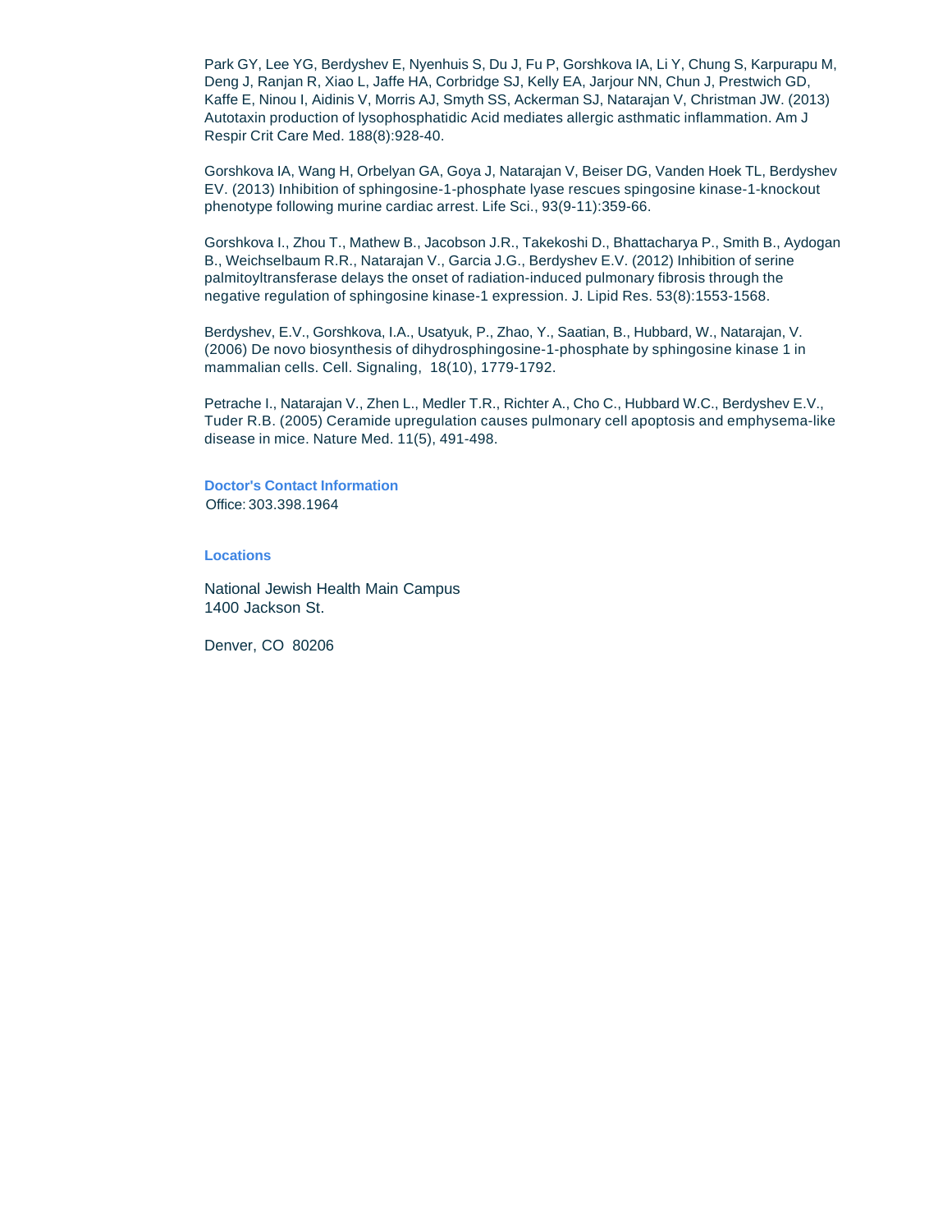Park GY, Lee YG, Berdyshev E, Nyenhuis S, Du J, Fu P, Gorshkova IA, Li Y, Chung S, Karpurapu M, Deng J, Ranjan R, Xiao L, Jaffe HA, Corbridge SJ, Kelly EA, Jarjour NN, Chun J, Prestwich GD, Kaffe E, Ninou I, Aidinis V, Morris AJ, Smyth SS, Ackerman SJ, Natarajan V, Christman JW. (2013) Autotaxin production of lysophosphatidic Acid mediates allergic asthmatic inflammation. Am J Respir Crit Care Med. 188(8):928-40.

Gorshkova IA, Wang H, Orbelyan GA, Goya J, Natarajan V, Beiser DG, Vanden Hoek TL, Berdyshev EV. (2013) Inhibition of sphingosine-1-phosphate lyase rescues spingosine kinase-1-knockout phenotype following murine cardiac arrest. Life Sci., 93(9-11):359-66.

Gorshkova I., Zhou T., Mathew B., Jacobson J.R., Takekoshi D., Bhattacharya P., Smith B., Aydogan B., Weichselbaum R.R., Natarajan V., Garcia J.G., Berdyshev E.V. (2012) Inhibition of serine palmitoyltransferase delays the onset of radiation-induced pulmonary fibrosis through the negative regulation of sphingosine kinase-1 expression. J. Lipid Res. 53(8):1553-1568.

Berdyshev, E.V., Gorshkova, I.A., Usatyuk, P., Zhao, Y., Saatian, B., Hubbard, W., Natarajan, V. (2006) De novo biosynthesis of dihydrosphingosine-1-phosphate by sphingosine kinase 1 in mammalian cells. Cell. Signaling, 18(10), 1779-1792.

Petrache I., Natarajan V., Zhen L., Medler T.R., Richter A., Cho C., Hubbard W.C., Berdyshev E.V., Tuder R.B. (2005) Ceramide upregulation causes pulmonary cell apoptosis and emphysema-like disease in mice. Nature Med. 11(5), 491-498.

**Doctor's Contact Information**

Office: 303.398.1964

**Locations**

National Jewish Health Main Campus
1400 Jackson St.

Denver, CO 80206